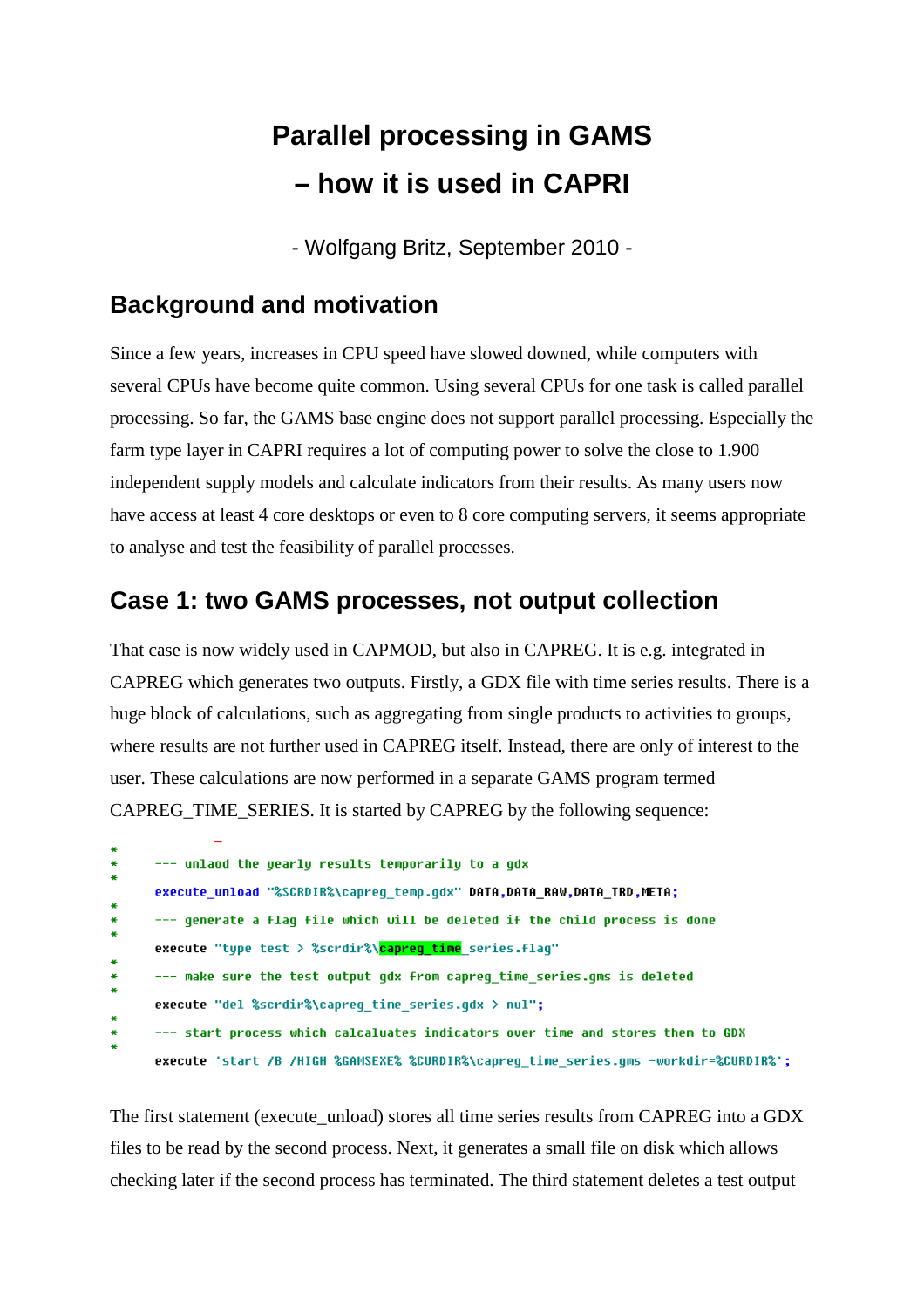# Parallel processing in GAMS – how it is used in CAPRI

- Wolfgang Britz, September 2010 -

## Background and motivation

Since a few years, increases in CPU speed have slowed downed, while computers with several CPUs have become quite common. Using several CPUs for one task is called parallel processing. So far, the GAMS base engine does not support parallel processing. Especially the farm type layer in CAPRI requires a lot of computing power to solve the close to 1.900 independent supply models and calculate indicators from their results. As many users now have access at least 4 core desktops or even to 8 core computing servers, it seems appropriate to analyse and test the feasibility of parallel processes.

## Case 1: two GAMS processes, not output collection

That case is now widely used in CAPMOD, but also in CAPREG. It is e.g. integrated in CAPREG which generates two outputs. Firstly, a GDX file with time series results. There is a huge block of calculations, such as aggregating from single products to activities to groups, where results are not further used in CAPREG itself. Instead, there are only of interest to the user. These calculations are now performed in a separate GAMS program termed CAPREG_TIME_SERIES. It is started by CAPREG by the following sequence:

```
*
*     --- unlaod the yearly results temporarily to a gdx
*
      execute_unload "%SCRDIR%\capreg_temp.gdx" DATA,DATA_RAW,DATA_TRD,META;
*
*     --- generate a flag file which will be deleted if the child process is done
*
      execute "type test > %scrdir%\capreg_time_series.flag"
*
*     --- make sure the test output gdx from capreg_time_series.gms is deleted
*
      execute "del %scrdir%\capreg_time_series.gdx > nul";
*
*     --- start process which calcaluates indicators over time and stores them to GDX
*
      execute 'start /B /HIGH %GAMSEXE% %CURDIR%\capreg_time_series.gms -workdir=%CURDIR%';
```

The first statement (execute_unload) stores all time series results from CAPREG into a GDX files to be read by the second process. Next, it generates a small file on disk which allows checking later if the second process has terminated. The third statement deletes a test output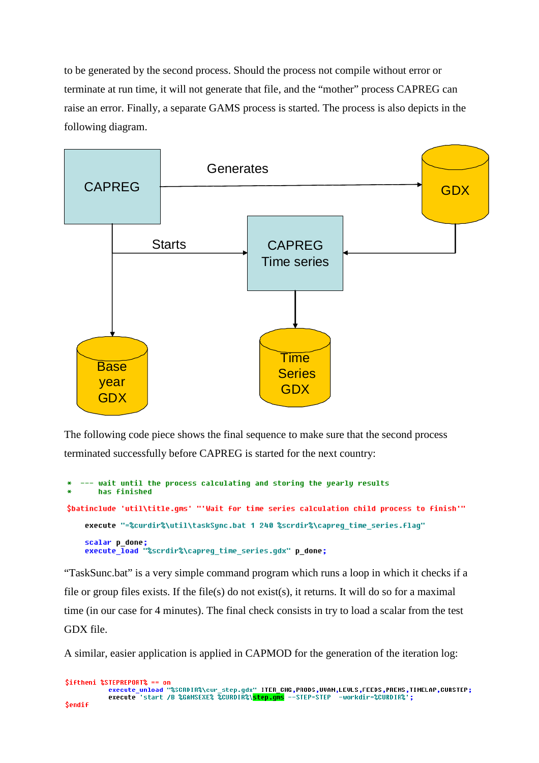to be generated by the second process. Should the process not compile without error or terminate at run time, it will not generate that file, and the "mother" process CAPREG can raise an error. Finally, a separate GAMS process is started. The process is also depicts in the following diagram.

CAPREG — Generates → GDX

CAPREG — Starts → CAPREG Time series

GDX → CAPREG Time series

CAPREG → Base year GDX

CAPREG Time series → Time Series GDX

The following code piece shows the final sequence to make sure that the second process terminated successfully before CAPREG is started for the next country:

```
*  --- wait until the process calculating and storing the yearly results
*      has finished

$batinclude 'util\title.gms' "'Wait for time series calculation child process to finish'"

    execute "=%curdir%\util\taskSync.bat 1 240 %scrdir%\capreg_time_series.flag"

    scalar p_done;
    execute_load "%scrdir%\capreg_time_series.gdx" p_done;
```

"TaskSunc.bat" is a very simple command program which runs a loop in which it checks if a file or group files exists. If the file(s) do not exist(s), it returns. It will do so for a maximal time (in our case for 4 minutes). The final check consists in try to load a scalar from the test GDX file.

A similar, easier application is applied in CAPMOD for the generation of the iteration log:

```
$iftheni %STEPREPORT% == on
          execute_unload "%SCRDIR%\cur_step.gdx" ITER_CHG,PRODS,UVAN,LEVLS,FEEDS,PREMS,TIMELAP,CURSTEP;
          execute 'start /B %GAMSEXE% %CURDIR%\step.gms --STEP=STEP  -workdir=%CURDIR%';
$endif
```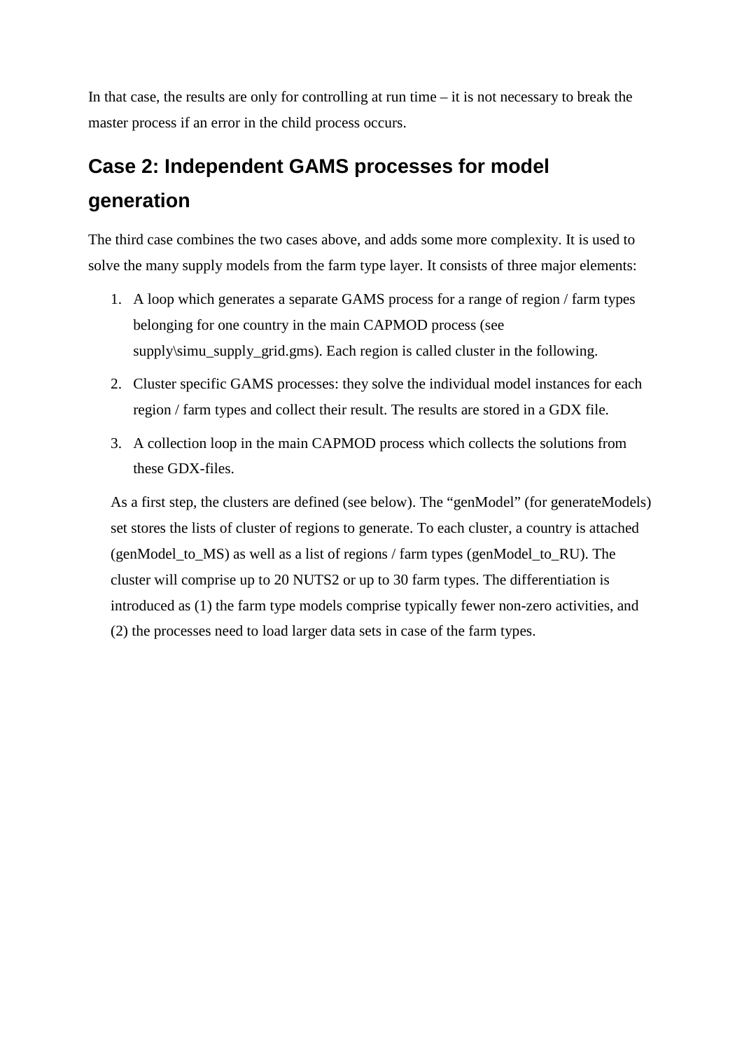In that case, the results are only for controlling at run time – it is not necessary to break the master process if an error in the child process occurs.

## Case 2: Independent GAMS processes for model generation

The third case combines the two cases above, and adds some more complexity. It is used to solve the many supply models from the farm type layer. It consists of three major elements:

1. A loop which generates a separate GAMS process for a range of region / farm types belonging for one country in the main CAPMOD process (see supply\simu_supply_grid.gms). Each region is called cluster in the following.
2. Cluster specific GAMS processes: they solve the individual model instances for each region / farm types and collect their result. The results are stored in a GDX file.
3. A collection loop in the main CAPMOD process which collects the solutions from these GDX-files.

As a first step, the clusters are defined (see below). The "genModel" (for generateModels) set stores the lists of cluster of regions to generate. To each cluster, a country is attached (genModel_to_MS) as well as a list of regions / farm types (genModel_to_RU). The cluster will comprise up to 20 NUTS2 or up to 30 farm types. The differentiation is introduced as (1) the farm type models comprise typically fewer non-zero activities, and (2) the processes need to load larger data sets in case of the farm types.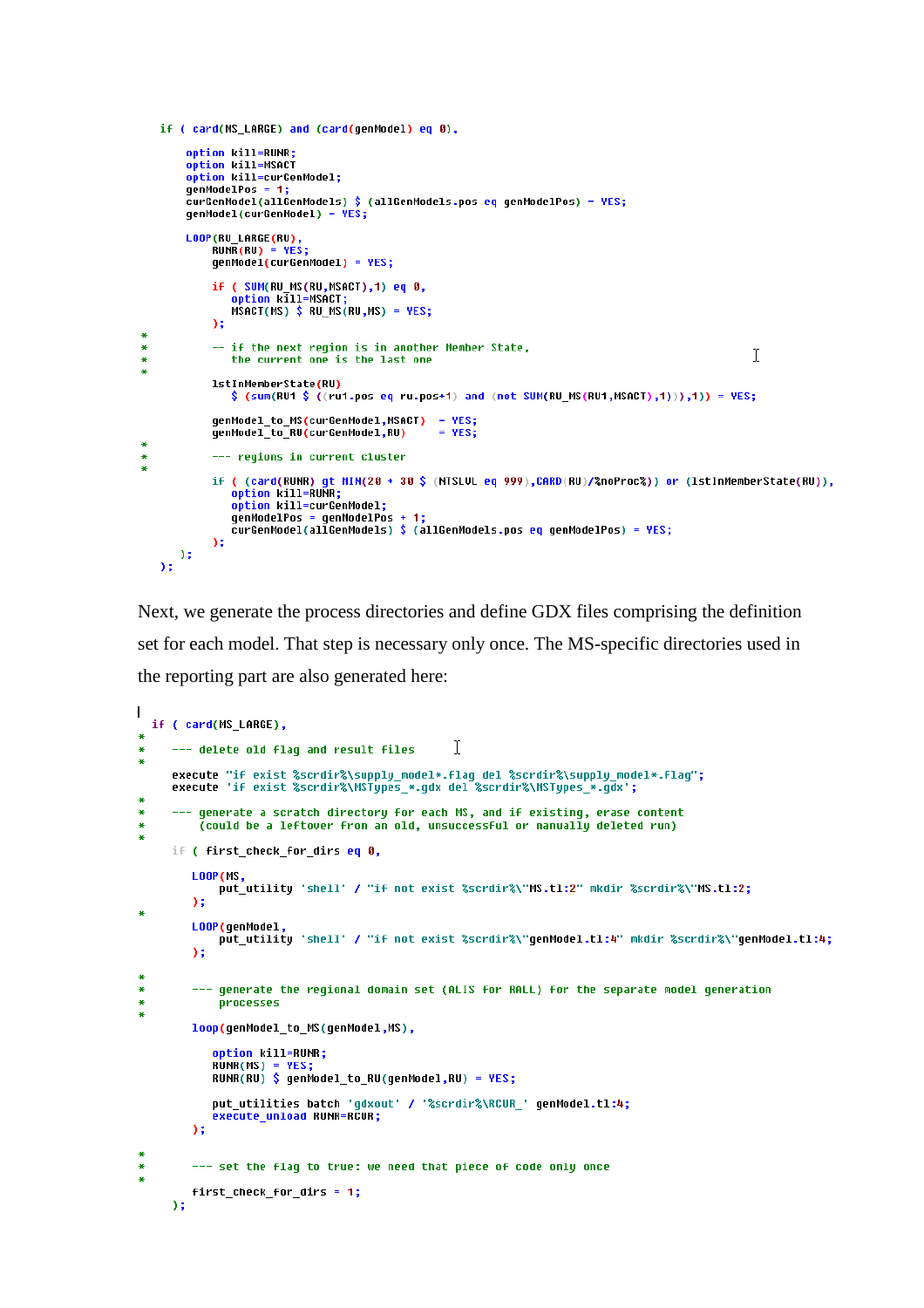```
   if ( card(MS_LARGE) and (card(genModel) eq 0),

       option kill=RUNR;
       option kill=MSACT
       option kill=curGenModel;
       genModelPos = 1;
       curGenModel(allGenModels) $ (allGenModels.pos eq genModelPos) = YES;
       genModel(curGenModel) = YES;

       LOOP(RU_LARGE(RU),
           RUNR(RU) = YES;
           genModel(curGenModel) = YES;

           if ( SUM(RU_MS(RU,MSACT),1) eq 0,
              option kill=MSACT;
              MSACT(MS) $ RU_MS(RU,MS) = YES;
           );
*
*          -- if the next region is in another Member State,
*             the current one is the last one
*
           lstInMemberState(RU)
              $ (sum(RU1 $ ((ru1.pos eq ru.pos+1) and (not SUM(RU_MS(RU1,MSACT),1))),1)) = YES;

           genModel_to_MS(curGenModel,MSACT)  = YES;
           genModel_to_RU(curGenModel,RU)     = YES;
*
*          --- regions in current cluster
*
           if ( (card(RUNR) gt MIN(20 + 30 $ (NTSLVL eq 999),CARD(RU)/%noProc%)) or (lstInMemberState(RU)),
              option kill=RUNR;
              option kill=curGenModel;
              genModelPos = genModelPos + 1;
              curGenModel(allGenModels) $ (allGenModels.pos eq genModelPos) = YES;
           );
      );
   );
```

Next, we generate the process directories and define GDX files comprising the definition set for each model. That step is necessary only once. The MS-specific directories used in the reporting part are also generated here:

```
  if ( card(MS_LARGE),
*
*    --- delete old flag and result files
*
     execute "if exist %scrdir%\supply_model*.flag del %scrdir%\supply_model*.flag";
     execute 'if exist %scrdir%\MSTypes_*.gdx del %scrdir%\MSTypes_*.gdx';
*
*    --- generate a scratch directory for each MS, and if existing, erase content
*        (could be a leftover from an old, unsuccessful or manually deleted run)
*
     if ( first_check_for_dirs eq 0,

        LOOP(MS,
            put_utility 'shell' / "if not exist %scrdir%\"MS.tl:2" mkdir %scrdir%\"MS.tl:2;
        );
*
        LOOP(genModel,
            put_utility 'shell' / "if not exist %scrdir%\"genModel.tl:4" mkdir %scrdir%\"genModel.tl:4;
        );

*
*       --- generate the regional domain set (ALIS for RALL) for the separate model generation
*           processes
*
        loop(genModel_to_MS(genModel,MS),

           option kill=RUNR;
           RUNR(MS) = YES;
           RUNR(RU) $ genModel_to_RU(genModel,RU) = YES;

           put_utilities batch 'gdxout' / '%scrdir%\RCUR_' genModel.tl:4;
           execute_unload RUNR=RCUR;
        );

*
*       --- set the flag to true: we need that piece of code only once
*
        first_check_for_dirs = 1;
     );
```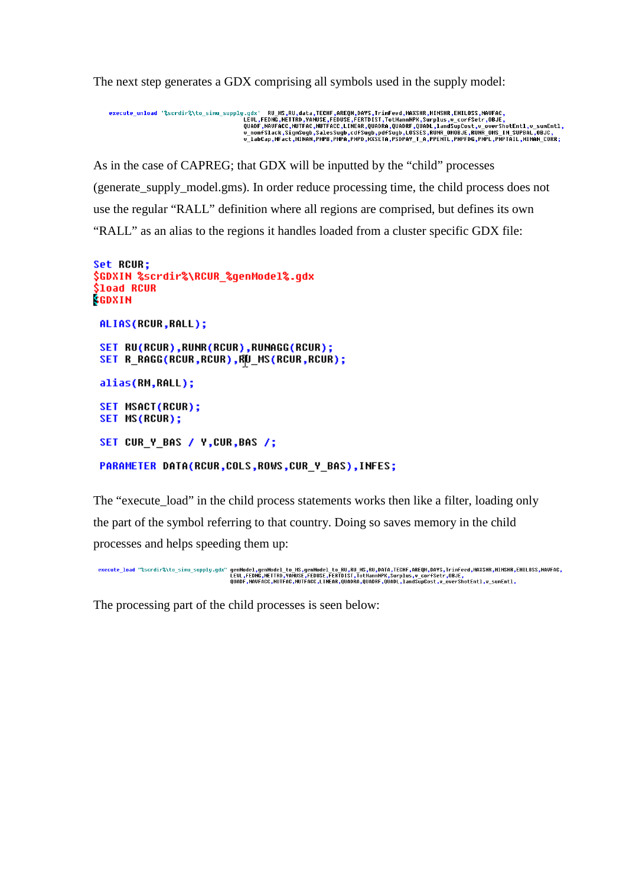The next step generates a GDX comprising all symbols used in the supply model:

```
execute_unload '%scrdir%\to_simu_supply.gdx'  RU_MS,RU,data,TECHF,AREQM,DAYS,TrinFeed,MAXSHR,MINSHR,EMILOSS,NAVFAC,
                                      LEVL,FEDNG,NETTRD,YANUSE,FEDUSE,FERTDIST,TotMannNPK,Surplus,v_corfSetr,OBJE,
                                      QUADF,NAVFACC,NUTFAC,NUTFACC,LINEAR,QUADRA,QUADRF,QUADL,landSupCost,v_overShotEntl,v_sumEntl,
                                      v_nonfSlack,SignSugb,SalesSugb,cdfSugb,pdfSugb,LOSSES,RUNR_DHOBJE,RUNR_DHS_IN_SUPBAL,OBJC,
                                      v_labCap,NFact,MINAN,PMPB,PMPA,PMPD,MXSETA,PSDPAY_T_A,PPENTL,PMPFDG,PMPL,PMPTAIL,MINAN_CORR;
```

As in the case of CAPREG; that GDX will be inputted by the “child” processes (generate_supply_model.gms). In order reduce processing time, the child process does not use the regular “RALL” definition where all regions are comprised, but defines its own “RALL” as an alias to the regions it handles loaded from a cluster specific GDX file:

```
Set RCUR;
$GDXIN %scrdir%\RCUR_%genModel%.gdx
$load RCUR
$GDXIN

 ALIAS(RCUR,RALL);

 SET RU(RCUR),RUNR(RCUR),RUNAGG(RCUR);
 SET R_RAGG(RCUR,RCUR),RU_MS(RCUR,RCUR);

 alias(RM,RALL);

 SET MSACT(RCUR);
 SET MS(RCUR);

 SET CUR_Y_BAS / Y,CUR,BAS /;

 PARAMETER DATA(RCUR,COLS,ROWS,CUR_Y_BAS),INFES;
```

The “execute_load” in the child process statements works then like a filter, loading only the part of the symbol referring to that country. Doing so saves memory in the child processes and helps speeding them up:

```
execute_load "%scrdir%\to_simu_supply.gdx" genModel,genModel_to_MS,genModel_to_RU,RU_MS,RU,DATA,TECHF,AREQM,DAYS,TrinFeed,MAXSHR,MINSHR,EMILOSS,NAVFAC,
                                      LEVL,FEDNG,NETTRD,YANUSE,FEDUSE,FERTDIST,TotMannNPK,Surplus,v_corfSetr,OBJE,
                                      QUADF,NAVFACC,NUTFAC,NUTFACC,LINEAR,QUADRA,QUADRF,QUADL,landSupCost,v_overShotEntl,v_sumEntl,
```

The processing part of the child processes is seen below: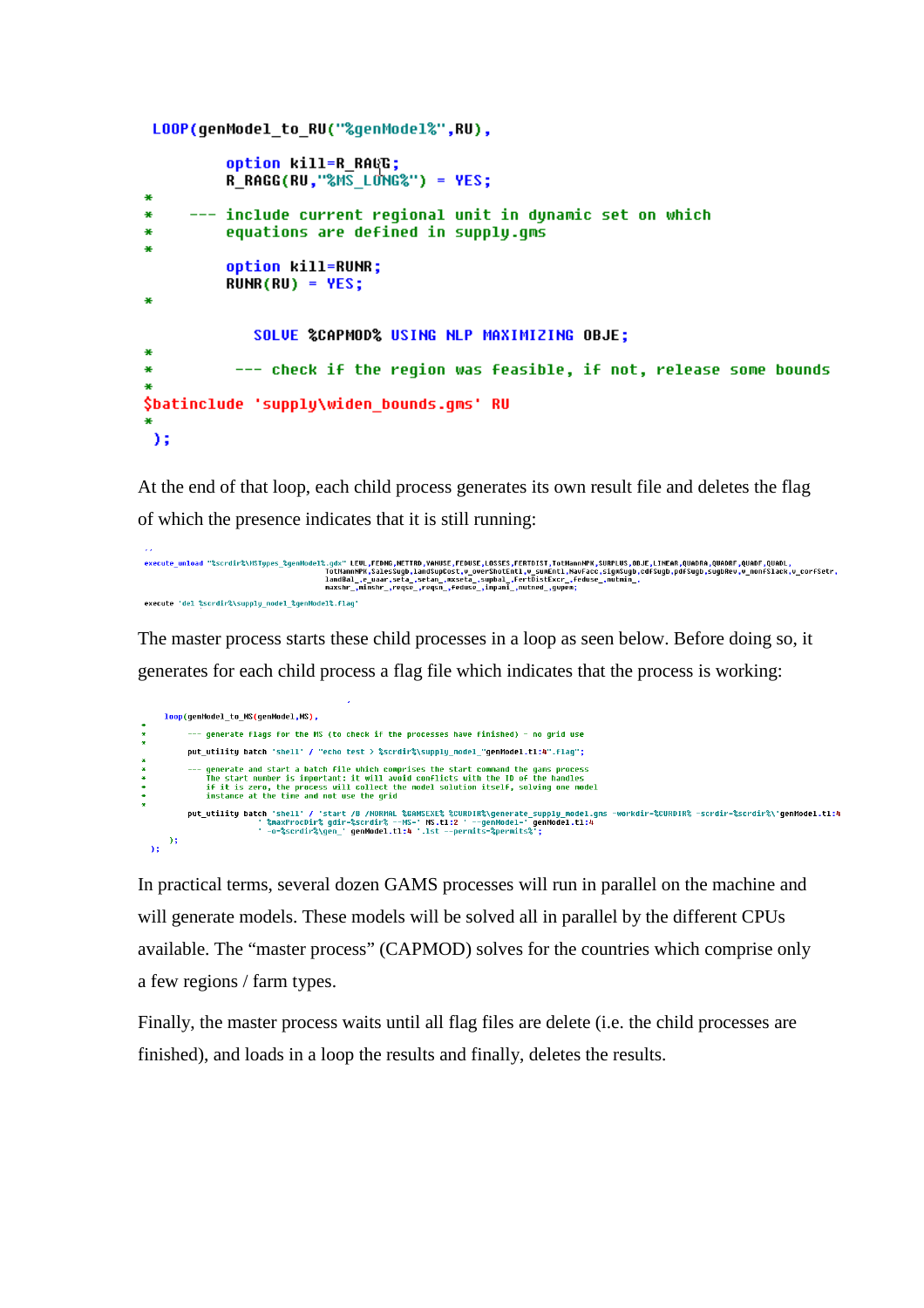```
 LOOP(genModel_to_RU("%genModel%",RU),

         option kill=R_RAGG;
         R_RAGG(RU,"%MS_LONG%") = YES;
*
*     --- include current regional unit in dynamic set on which
*         equations are defined in supply.gms
*
         option kill=RUNR;
         RUNR(RU) = YES;
*

             SOLVE %CAPMOD% USING NLP MAXIMIZING OBJE;
*
*          --- check if the region was feasible, if not, release some bounds
*
$batinclude 'supply\widen_bounds.gms' RU
*
 );
```

At the end of that loop, each child process generates its own result file and deletes the flag of which the presence indicates that it is still running:

```
execute_unload "%scrdir%\MSTypes_%genModel%.gdx" LEVL,FEDNG,NETTRD,VANUSE,FEDUSE,LOSSES,FERTDIST,TotManNPK,SURPLUS,OBJE,LINEAR,QUADRA,QUADRF,QUADF,QUADL,
                                        TotManNPK,SalesSugb,LandSupCost,v_overShotEntl,v_sumEntl,NavFaco,sigmSugb,cdfSugb,pdfSugb,SugbRev,v_nonfSlack,v_corfSetr,
                                        landBal_,e_uaar,seta_,setan_,mxseta_,supbal_,FertDistExcr_,feduse_,nutmin_,
                                        maxshr_,minshr_,reqse_,reqsn_,feduse_,inpanl_,nutned_,gupem;

execute 'del %scrdir%\supply_model_%genModel%.flag'
```

The master process starts these child processes in a loop as seen below. Before doing so, it generates for each child process a flag file which indicates that the process is working:

```
    loop(genModel_to_MS(genModel,MS),
*
*        --- generate flags for the MS (to check if the processes have finished) - no grid use
*
         put_utility batch 'shell' / "echo test > %scrdir%\supply_model_"genModel.tl:4".flag";
*
*        --- generate and start a batch file which comprises the start command the gams process
*            The start number is important: it will avoid conflicts with the ID of the handles
*            if it is zero, the process will collect the model solution itself, solving one model
*            instance at the time and not use the grid
*
         put_utility batch 'shell' / 'start /B /NORMAL %GAMSEXE% %CURDIR%\generate_supply_model.gms -workdir=%CURDIR% -scrdir=%scrdir%\'genModel.tl:4
                       ' %maxProcDir% gdir=%scrdir% --MS=' MS.tl:2 ' --genModel=' genModel.tl:4
                       ' -o=%scrdir%\gen_' genModel.tl:4 '.lst --permits=%permits%';
    );
 );
```

In practical terms, several dozen GAMS processes will run in parallel on the machine and will generate models. These models will be solved all in parallel by the different CPUs available. The “master process” (CAPMOD) solves for the countries which comprise only a few regions / farm types.

Finally, the master process waits until all flag files are delete (i.e. the child processes are finished), and loads in a loop the results and finally, deletes the results.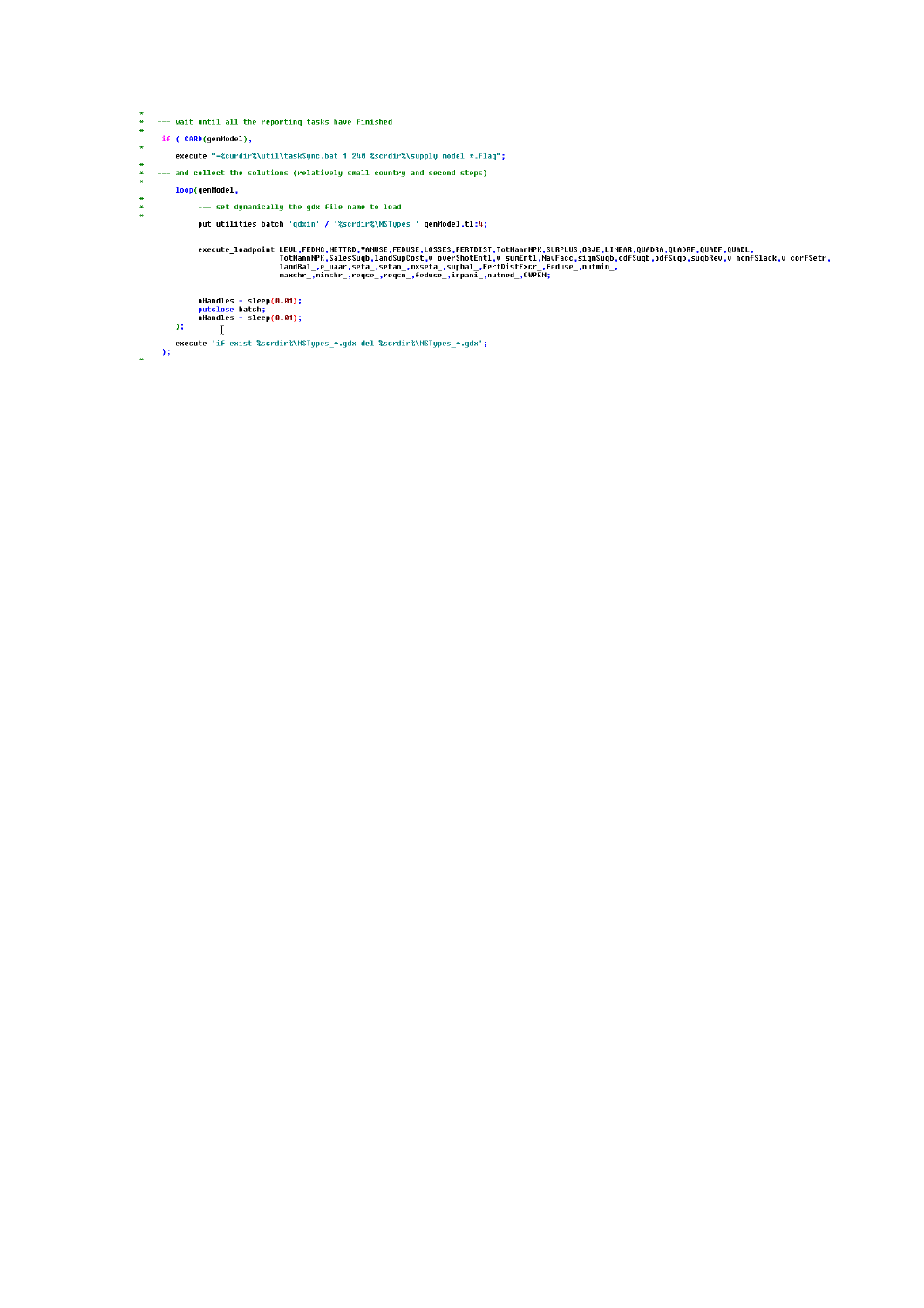```
*
*   --- wait until all the reporting tasks have finished
*
     if ( CARD(genModel),
*
        execute "=%curdir%\util\taskSync.bat 1 240 %scrdir%\supply_model_*.Flag";
*
*   --- and collect the solutions (relatively small country and second steps)
*
        loop(genModel,
*
*             --- set dynamically the gdx file name to load
*
              put_utilities batch 'gdxin' / '%scrdir%\MSTypes_' genModel.tl:4;


              execute_loadpoint LEVL,FEDNG,NETTRD,YANUSE,FEDUSE,LOSSES,FERTDIST,TotMannNPK,SURPLUS,OBJE,LINEAR,QUADRA,QUADRF,QUADF,QUADL,
                                TotMannNPK,SalesSugb,landSupCost,v_overShotEntl,v_sumEntl,NavFacc,sigmSugb,cdfSugb,pdfSugb,sugbRev,v_nonfSlack,v_corfSetr,
                                landBal_,e_uaar,seta_,setan_,mxseta_,supbal_,FertDistExcr_,feduse_,nutmin_,
                                maxshr_,minshr_,reqse_,reqsn_,Feduse_,inpani_,nutned_,GWPEN;


              nHandles = sleep(0.01);
              putclose batch;
              nHandles = sleep(0.01);
        );

        execute 'if exist %scrdir%\MSTypes_*.gdx del %scrdir%\MSTypes_*.gdx';
     );
*
```